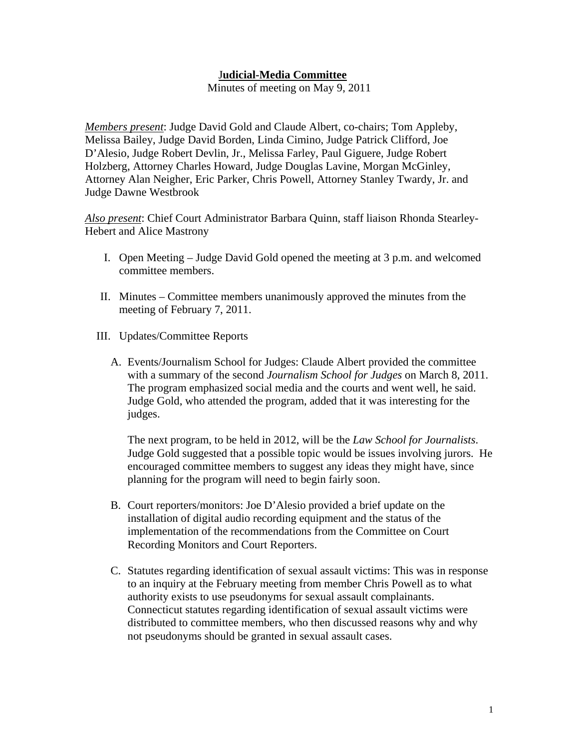# **Judicial-Media Committee**

Minutes of meeting on May 9, 2011

*Members present*: Judge David Gold and Claude Albert, co-chairs; Tom Appleby, Melissa Bailey, Judge David Borden, Linda Cimino, Judge Patrick Clifford, Joe D'Alesio, Judge Robert Devlin, Jr., Melissa Farley, Paul Giguere, Judge Robert Holzberg, Attorney Charles Howard, Judge Douglas Lavine, Morgan McGinley, Attorney Alan Neigher, Eric Parker, Chris Powell, Attorney Stanley Twardy, Jr. and Judge Dawne Westbrook

*Also present*: Chief Court Administrator Barbara Quinn, staff liaison Rhonda Stearley-Hebert and Alice Mastrony

I. Open Meeting – Judge David Gold opened the meeting at 3 p.m. and welcomed committee members.

II. Minutes – Committee members unanimously approved the minutes from the meeting of February 7, 2011.

III. Updates/Committee Reports

   A. Events/Journalism School for Judges: Claude Albert provided the committee with a summary of the second *Journalism School for Judges* on March 8, 2011. The program emphasized social media and the courts and went well, he said. Judge Gold, who attended the program, added that it was interesting for the judges.

      The next program, to be held in 2012, will be the *Law School for Journalists*. Judge Gold suggested that a possible topic would be issues involving jurors. He encouraged committee members to suggest any ideas they might have, since planning for the program will need to begin fairly soon.

   B. Court reporters/monitors: Joe D'Alesio provided a brief update on the installation of digital audio recording equipment and the status of the implementation of the recommendations from the Committee on Court Recording Monitors and Court Reporters.

   C. Statutes regarding identification of sexual assault victims: This was in response to an inquiry at the February meeting from member Chris Powell as to what authority exists to use pseudonyms for sexual assault complainants. Connecticut statutes regarding identification of sexual assault victims were distributed to committee members, who then discussed reasons why and why not pseudonyms should be granted in sexual assault cases.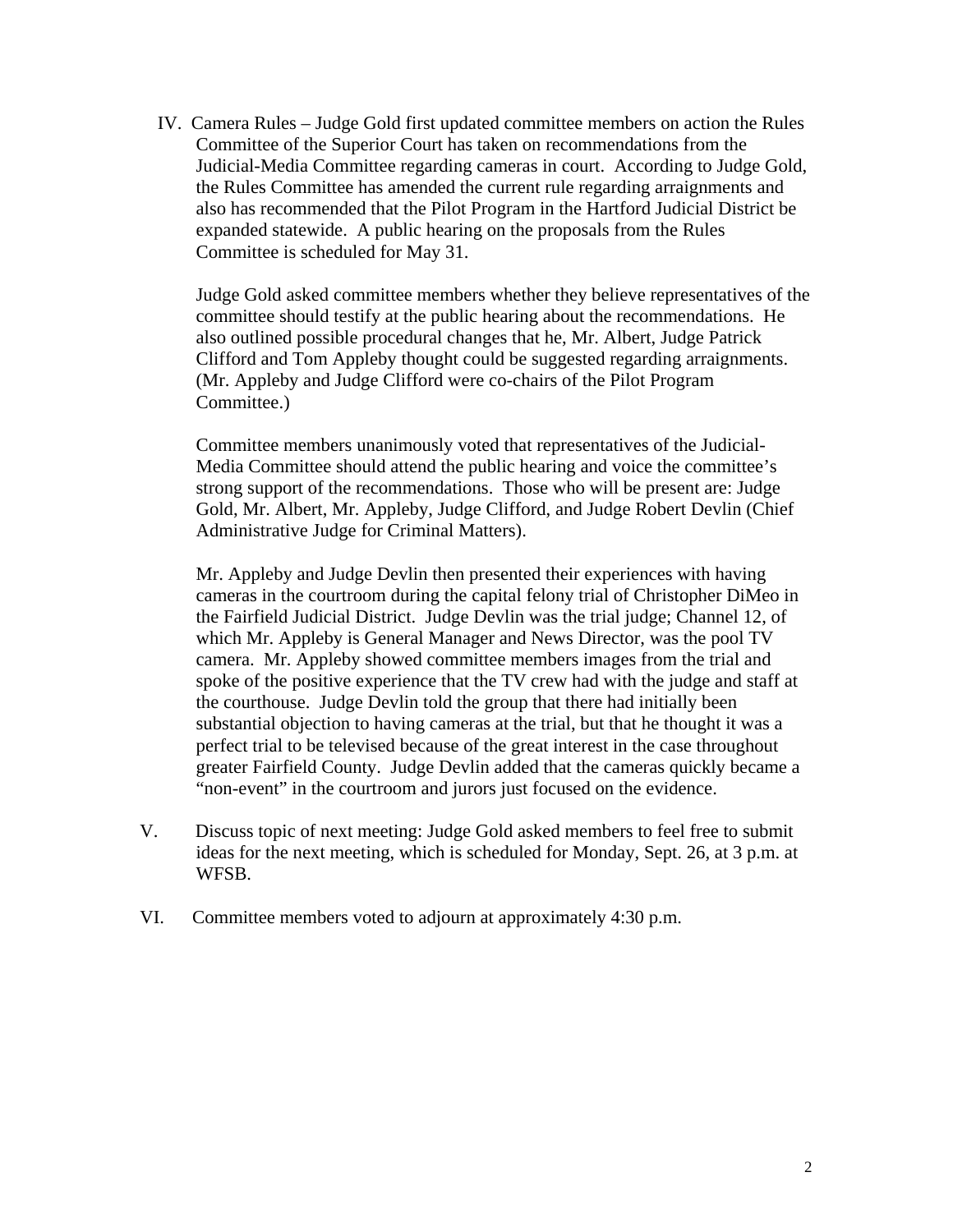IV. Camera Rules – Judge Gold first updated committee members on action the Rules Committee of the Superior Court has taken on recommendations from the Judicial-Media Committee regarding cameras in court. According to Judge Gold, the Rules Committee has amended the current rule regarding arraignments and also has recommended that the Pilot Program in the Hartford Judicial District be expanded statewide. A public hearing on the proposals from the Rules Committee is scheduled for May 31.

Judge Gold asked committee members whether they believe representatives of the committee should testify at the public hearing about the recommendations. He also outlined possible procedural changes that he, Mr. Albert, Judge Patrick Clifford and Tom Appleby thought could be suggested regarding arraignments. (Mr. Appleby and Judge Clifford were co-chairs of the Pilot Program Committee.)

Committee members unanimously voted that representatives of the Judicial-Media Committee should attend the public hearing and voice the committee's strong support of the recommendations. Those who will be present are: Judge Gold, Mr. Albert, Mr. Appleby, Judge Clifford, and Judge Robert Devlin (Chief Administrative Judge for Criminal Matters).

Mr. Appleby and Judge Devlin then presented their experiences with having cameras in the courtroom during the capital felony trial of Christopher DiMeo in the Fairfield Judicial District. Judge Devlin was the trial judge; Channel 12, of which Mr. Appleby is General Manager and News Director, was the pool TV camera. Mr. Appleby showed committee members images from the trial and spoke of the positive experience that the TV crew had with the judge and staff at the courthouse. Judge Devlin told the group that there had initially been substantial objection to having cameras at the trial, but that he thought it was a perfect trial to be televised because of the great interest in the case throughout greater Fairfield County. Judge Devlin added that the cameras quickly became a "non-event" in the courtroom and jurors just focused on the evidence.

V. Discuss topic of next meeting: Judge Gold asked members to feel free to submit ideas for the next meeting, which is scheduled for Monday, Sept. 26, at 3 p.m. at WFSB.

VI. Committee members voted to adjourn at approximately 4:30 p.m.